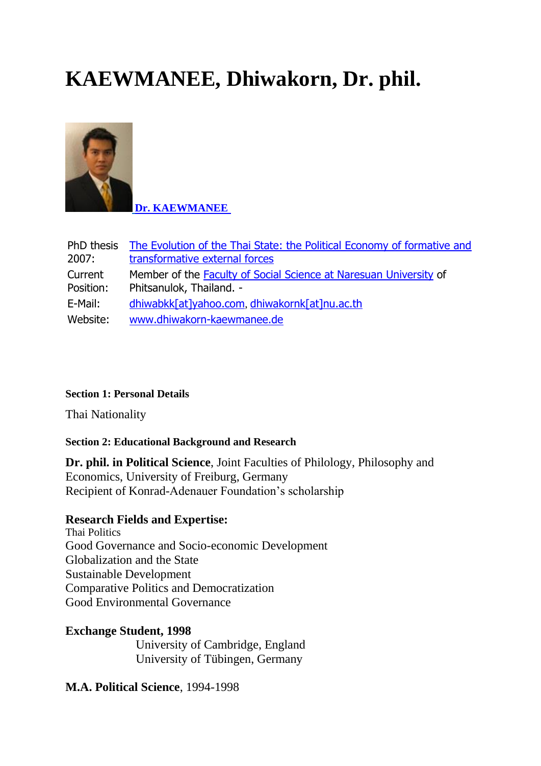# KAEWMANEE, Dhiwakorn, Dr. phil.

**Dr. KAEWMANEE**

| | |
|---|---|
| PhD thesis 2007: | The Evolution of the Thai State: the Political Economy of formative and transformative external forces |
| Current Position: | Member of the Faculty of Social Science at Naresuan University of Phitsanulok, Thailand. - |
| E-Mail: | dhiwabkk[at]yahoo.com, dhiwakornk[at]nu.ac.th |
| Website: | www.dhiwakorn-kaewmanee.de |

**Section 1: Personal Details**

Thai Nationality

**Section 2: Educational Background and Research**

**Dr. phil. in Political Science**, Joint Faculties of Philology, Philosophy and Economics, University of Freiburg, Germany
Recipient of Konrad-Adenauer Foundation's scholarship

**Research Fields and Expertise:**
Thai Politics
Good Governance and Socio-economic Development
Globalization and the State
Sustainable Development
Comparative Politics and Democratization
Good Environmental Governance

**Exchange Student, 1998**
University of Cambridge, England
University of Tübingen, Germany

**M.A. Political Science**, 1994-1998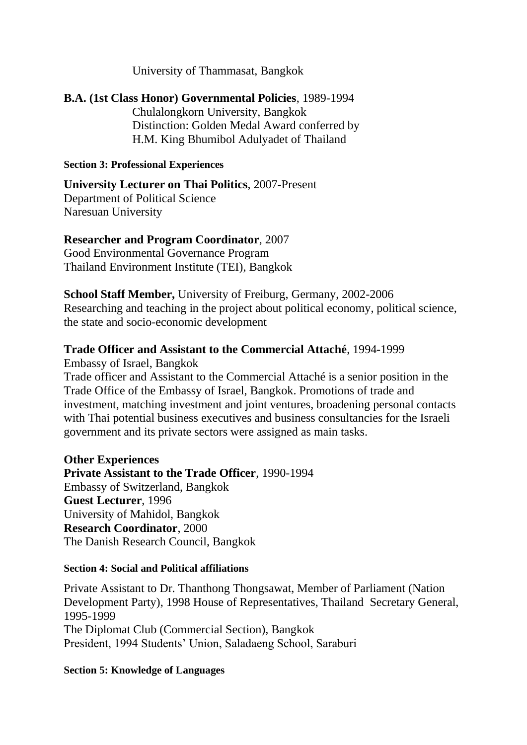University of Thammasat, Bangkok

**B.A. (1st Class Honor) Governmental Policies**, 1989-1994
Chulalongkorn University, Bangkok
Distinction: Golden Medal Award conferred by
H.M. King Bhumibol Adulyadet of Thailand

**Section 3: Professional Experiences**

**University Lecturer on Thai Politics**, 2007-Present
Department of Political Science
Naresuan University

**Researcher and Program Coordinator**, 2007
Good Environmental Governance Program
Thailand Environment Institute (TEI), Bangkok

**School Staff Member,** University of Freiburg, Germany, 2002-2006
Researching and teaching in the project about political economy, political science, the state and socio-economic development

**Trade Officer and Assistant to the Commercial Attaché**, 1994-1999
Embassy of Israel, Bangkok
Trade officer and Assistant to the Commercial Attaché is a senior position in the Trade Office of the Embassy of Israel, Bangkok. Promotions of trade and investment, matching investment and joint ventures, broadening personal contacts with Thai potential business executives and business consultancies for the Israeli government and its private sectors were assigned as main tasks.

**Other Experiences**
**Private Assistant to the Trade Officer**, 1990-1994
Embassy of Switzerland, Bangkok
**Guest Lecturer**, 1996
University of Mahidol, Bangkok
**Research Coordinator**, 2000
The Danish Research Council, Bangkok

**Section 4: Social and Political affiliations**

Private Assistant to Dr. Thanthong Thongsawat, Member of Parliament (Nation Development Party), 1998 House of Representatives, Thailand Secretary General, 1995-1999
The Diplomat Club (Commercial Section), Bangkok
President, 1994 Students' Union, Saladaeng School, Saraburi

**Section 5: Knowledge of Languages**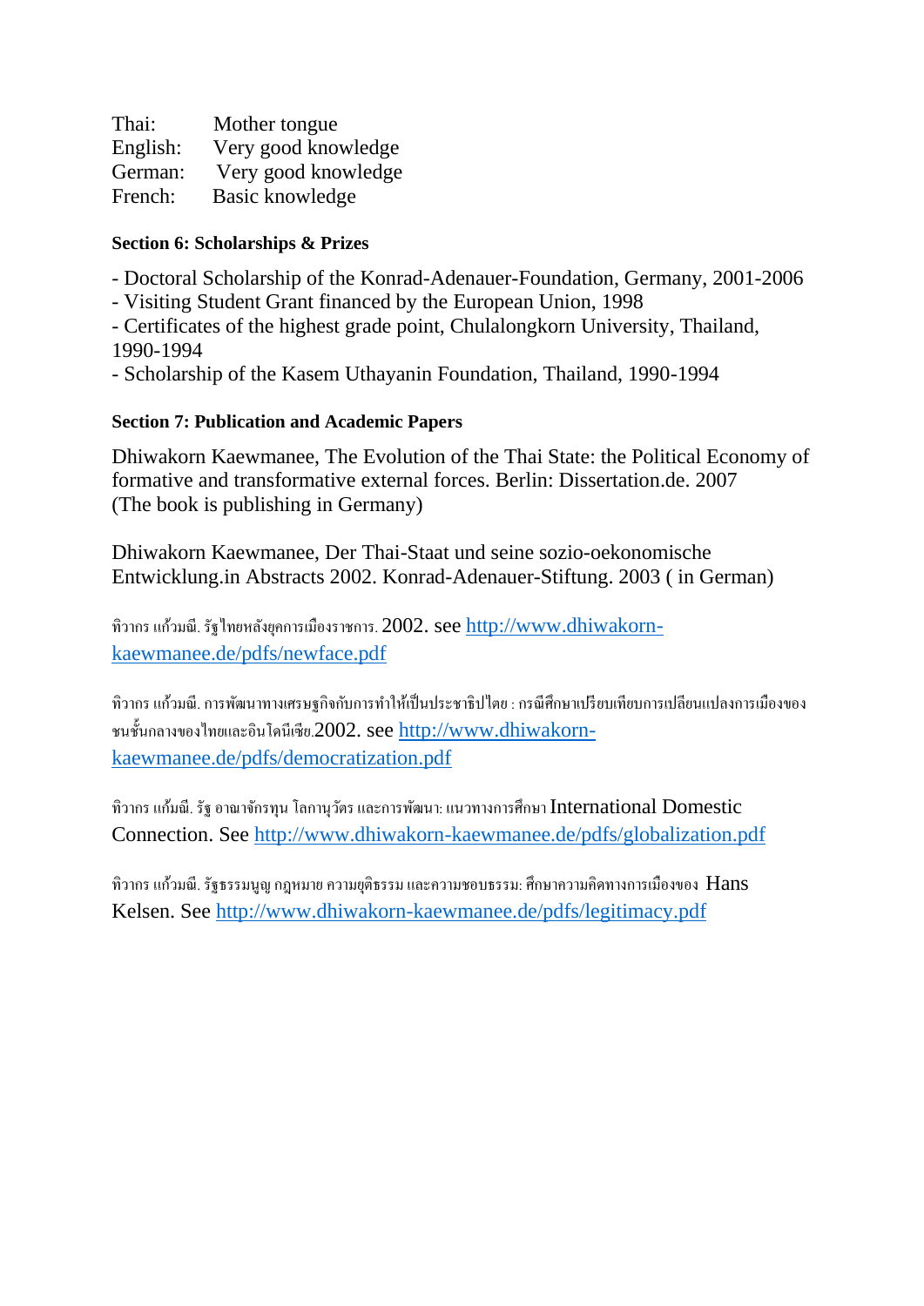Thai: Mother tongue
English: Very good knowledge
German: Very good knowledge
French: Basic knowledge

**Section 6: Scholarships & Prizes**

- Doctoral Scholarship of the Konrad-Adenauer-Foundation, Germany, 2001-2006
- Visiting Student Grant financed by the European Union, 1998
- Certificates of the highest grade point, Chulalongkorn University, Thailand, 1990-1994
- Scholarship of the Kasem Uthayanin Foundation, Thailand, 1990-1994

**Section 7: Publication and Academic Papers**

Dhiwakorn Kaewmanee, The Evolution of the Thai State: the Political Economy of formative and transformative external forces. Berlin: Dissertation.de. 2007 (The book is publishing in Germany)

Dhiwakorn Kaewmanee, Der Thai-Staat und seine sozio-oekonomische Entwicklung.in Abstracts 2002. Konrad-Adenauer-Stiftung. 2003 ( in German)

ทิวากร แก้วมณี. รัฐไทยหลังยุคการเมืองราชการ. 2002. see http://www.dhiwakorn-kaewmanee.de/pdfs/newface.pdf

ทิวากร แก้วมณี. การพัฒนาทางเศรษฐกิจกับการทำให้เป็นประชาธิปไตย : กรณีศึกษาเปรียบเทียบการเปลี่ยนแปลงการเมืองของชนชั้นกลางของไทยและอินโดนีเซีย.2002. see http://www.dhiwakorn-kaewmanee.de/pdfs/democratization.pdf

ทิวากร แก้มณี. รัฐ อาณาจักรทุน โลกานุวัตร และการพัฒนา: แนวทางการศึกษา International Domestic Connection. See http://www.dhiwakorn-kaewmanee.de/pdfs/globalization.pdf

ทิวากร แก้วมณี. รัฐธรรมนูญ กฎหมาย ความยุติธรรม และความชอบธรรม: ศึกษาความคิดทางการเมืองของ Hans Kelsen. See http://www.dhiwakorn-kaewmanee.de/pdfs/legitimacy.pdf